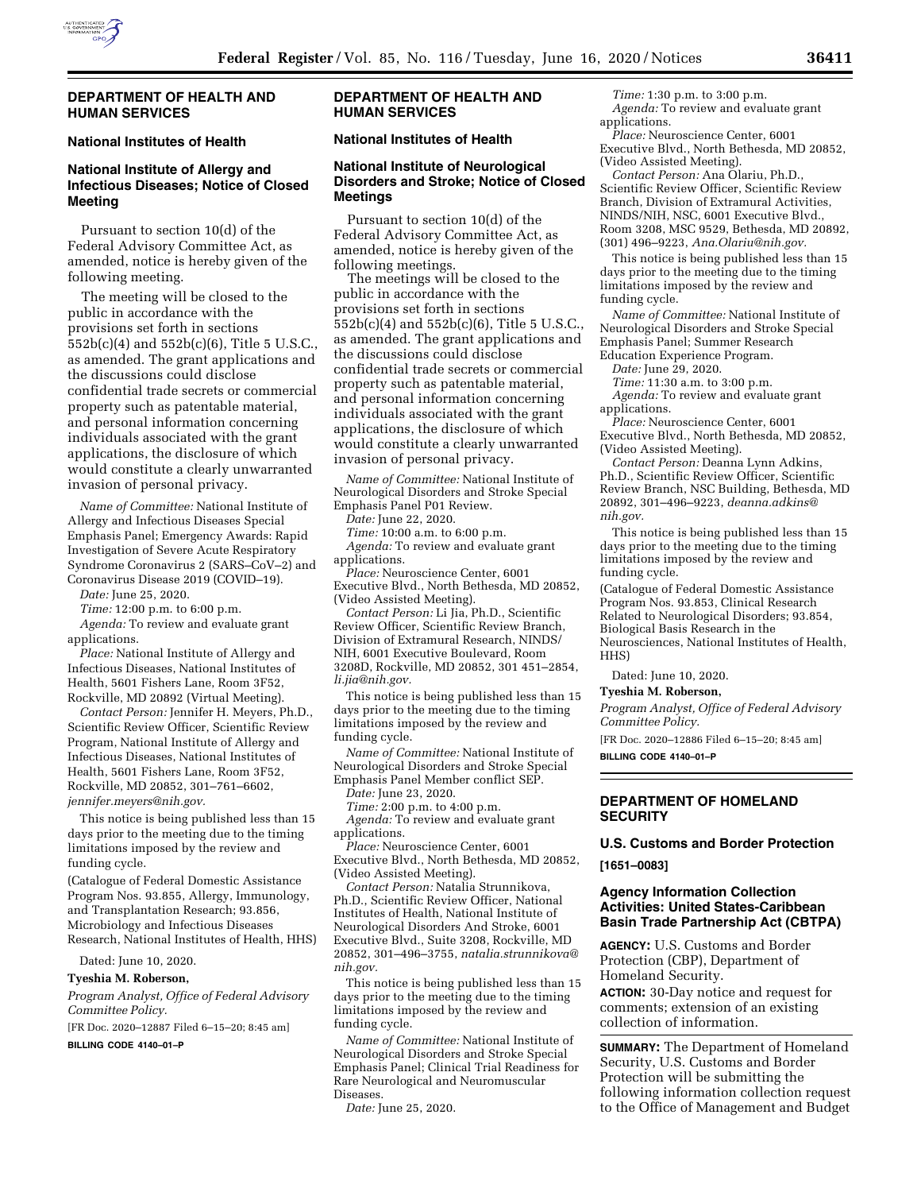## DEPARTMENT OF HEALTH AND HUMAN SERVICES

### National Institutes of Health

### National Institute of Allergy and Infectious Diseases; Notice of Closed Meeting

Pursuant to section 10(d) of the Federal Advisory Committee Act, as amended, notice is hereby given of the following meeting.

The meeting will be closed to the public in accordance with the provisions set forth in sections 552b(c)(4) and 552b(c)(6), Title 5 U.S.C., as amended. The grant applications and the discussions could disclose confidential trade secrets or commercial property such as patentable material, and personal information concerning individuals associated with the grant applications, the disclosure of which would constitute a clearly unwarranted invasion of personal privacy.

*Name of Committee:* National Institute of Allergy and Infectious Diseases Special Emphasis Panel; Emergency Awards: Rapid Investigation of Severe Acute Respiratory Syndrome Coronavirus 2 (SARS–CoV–2) and Coronavirus Disease 2019 (COVID–19).

*Date:* June 25, 2020.

*Time:* 12:00 p.m. to 6:00 p.m.

*Agenda:* To review and evaluate grant applications.

*Place:* National Institute of Allergy and Infectious Diseases, National Institutes of Health, 5601 Fishers Lane, Room 3F52, Rockville, MD 20892 (Virtual Meeting).

*Contact Person:* Jennifer H. Meyers, Ph.D., Scientific Review Officer, Scientific Review Program, National Institute of Allergy and Infectious Diseases, National Institutes of Health, 5601 Fishers Lane, Room 3F52, Rockville, MD 20852, 301–761–6602, *jennifer.meyers@nih.gov.*

This notice is being published less than 15 days prior to the meeting due to the timing limitations imposed by the review and funding cycle.

(Catalogue of Federal Domestic Assistance Program Nos. 93.855, Allergy, Immunology, and Transplantation Research; 93.856, Microbiology and Infectious Diseases Research, National Institutes of Health, HHS)

Dated: June 10, 2020.

**Tyeshia M. Roberson,**

*Program Analyst, Office of Federal Advisory Committee Policy.*

[FR Doc. 2020–12887 Filed 6–15–20; 8:45 am]

**BILLING CODE 4140–01–P**

## DEPARTMENT OF HEALTH AND HUMAN SERVICES

### National Institutes of Health

### National Institute of Neurological Disorders and Stroke; Notice of Closed Meetings

Pursuant to section 10(d) of the Federal Advisory Committee Act, as amended, notice is hereby given of the following meetings.

The meetings will be closed to the public in accordance with the provisions set forth in sections 552b(c)(4) and 552b(c)(6), Title 5 U.S.C., as amended. The grant applications and the discussions could disclose confidential trade secrets or commercial property such as patentable material, and personal information concerning individuals associated with the grant applications, the disclosure of which would constitute a clearly unwarranted invasion of personal privacy.

*Name of Committee:* National Institute of Neurological Disorders and Stroke Special Emphasis Panel P01 Review.

*Date:* June 22, 2020.

*Time:* 10:00 a.m. to 6:00 p.m.

*Agenda:* To review and evaluate grant applications.

*Place:* Neuroscience Center, 6001 Executive Blvd., North Bethesda, MD 20852, (Video Assisted Meeting).

*Contact Person:* Li Jia, Ph.D., Scientific Review Officer, Scientific Review Branch, Division of Extramural Research, NINDS/NIH, 6001 Executive Boulevard, Room 3208D, Rockville, MD 20852, 301 451–2854, *li.jia@nih.gov.*

This notice is being published less than 15 days prior to the meeting due to the timing limitations imposed by the review and funding cycle.

*Name of Committee:* National Institute of Neurological Disorders and Stroke Special Emphasis Panel Member conflict SEP.

*Date:* June 23, 2020.

*Time:* 2:00 p.m. to 4:00 p.m.

*Agenda:* To review and evaluate grant applications.

*Place:* Neuroscience Center, 6001 Executive Blvd., North Bethesda, MD 20852, (Video Assisted Meeting).

*Contact Person:* Natalia Strunnikova, Ph.D., Scientific Review Officer, National Institutes of Health, National Institute of Neurological Disorders And Stroke, 6001 Executive Blvd., Suite 3208, Rockville, MD 20852, 301–496–3755, *natalia.strunnikova@nih.gov.*

This notice is being published less than 15 days prior to the meeting due to the timing limitations imposed by the review and funding cycle.

*Name of Committee:* National Institute of Neurological Disorders and Stroke Special Emphasis Panel; Clinical Trial Readiness for Rare Neurological and Neuromuscular Diseases.

*Date:* June 25, 2020.

*Time:* 1:30 p.m. to 3:00 p.m.

*Agenda:* To review and evaluate grant applications.

*Place:* Neuroscience Center, 6001 Executive Blvd., North Bethesda, MD 20852, (Video Assisted Meeting).

*Contact Person:* Ana Olariu, Ph.D., Scientific Review Officer, Scientific Review Branch, Division of Extramural Activities, NINDS/NIH, NSC, 6001 Executive Blvd., Room 3208, MSC 9529, Bethesda, MD 20892, (301) 496–9223, *Ana.Olariu@nih.gov.*

This notice is being published less than 15 days prior to the meeting due to the timing limitations imposed by the review and funding cycle.

*Name of Committee:* National Institute of Neurological Disorders and Stroke Special Emphasis Panel; Summer Research Education Experience Program.

*Date:* June 29, 2020.

*Time:* 11:30 a.m. to 3:00 p.m.

*Agenda:* To review and evaluate grant applications.

*Place:* Neuroscience Center, 6001 Executive Blvd., North Bethesda, MD 20852, (Video Assisted Meeting).

*Contact Person:* Deanna Lynn Adkins, Ph.D., Scientific Review Officer, Scientific Review Branch, NSC Building, Bethesda, MD 20892, 301–496–9223, *deanna.adkins@nih.gov.*

This notice is being published less than 15 days prior to the meeting due to the timing limitations imposed by the review and funding cycle.

(Catalogue of Federal Domestic Assistance Program Nos. 93.853, Clinical Research Related to Neurological Disorders; 93.854, Biological Basis Research in the Neurosciences, National Institutes of Health, HHS)

Dated: June 10, 2020.

**Tyeshia M. Roberson,**

*Program Analyst, Office of Federal Advisory Committee Policy.*

[FR Doc. 2020–12886 Filed 6–15–20; 8:45 am]

**BILLING CODE 4140–01–P**

## DEPARTMENT OF HOMELAND SECURITY

### U.S. Customs and Border Protection

**[1651–0083]**

### Agency Information Collection Activities: United States-Caribbean Basin Trade Partnership Act (CBTPA)

**AGENCY:** U.S. Customs and Border Protection (CBP), Department of Homeland Security.

**ACTION:** 30-Day notice and request for comments; extension of an existing collection of information.

**SUMMARY:** The Department of Homeland Security, U.S. Customs and Border Protection will be submitting the following information collection request to the Office of Management and Budget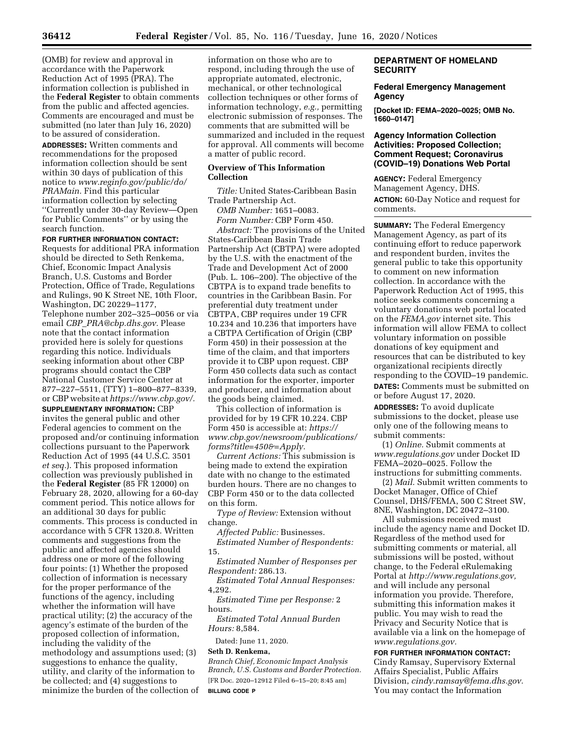(OMB) for review and approval in accordance with the Paperwork Reduction Act of 1995 (PRA). The information collection is published in the **Federal Register** to obtain comments from the public and affected agencies. Comments are encouraged and must be submitted (no later than July 16, 2020) to be assured of consideration.

**ADDRESSES:** Written comments and recommendations for the proposed information collection should be sent within 30 days of publication of this notice to *www.reginfo.gov/public/do/PRAMain.* Find this particular information collection by selecting ''Currently under 30-day Review—Open for Public Comments'' or by using the search function.

**FOR FURTHER INFORMATION CONTACT:** Requests for additional PRA information should be directed to Seth Renkema, Chief, Economic Impact Analysis Branch, U.S. Customs and Border Protection, Office of Trade, Regulations and Rulings, 90 K Street NE, 10th Floor, Washington, DC 20229–1177, Telephone number 202–325–0056 or via email *CBP_PRA@cbp.dhs.gov.* Please note that the contact information provided here is solely for questions regarding this notice. Individuals seeking information about other CBP programs should contact the CBP National Customer Service Center at 877–227–5511, (TTY) 1–800–877–8339, or CBP website at *https://www.cbp.gov/.*

**SUPPLEMENTARY INFORMATION:** CBP invites the general public and other Federal agencies to comment on the proposed and/or continuing information collections pursuant to the Paperwork Reduction Act of 1995 (44 U.S.C. 3501 *et seq.*). This proposed information collection was previously published in the **Federal Register** (85 FR 12000) on February 28, 2020, allowing for a 60-day comment period. This notice allows for an additional 30 days for public comments. This process is conducted in accordance with 5 CFR 1320.8. Written comments and suggestions from the public and affected agencies should address one or more of the following four points: (1) Whether the proposed collection of information is necessary for the proper performance of the functions of the agency, including whether the information will have practical utility; (2) the accuracy of the agency's estimate of the burden of the proposed collection of information, including the validity of the methodology and assumptions used; (3) suggestions to enhance the quality, utility, and clarity of the information to be collected; and (4) suggestions to minimize the burden of the collection of information on those who are to respond, including through the use of appropriate automated, electronic, mechanical, or other technological collection techniques or other forms of information technology, *e.g.,* permitting electronic submission of responses. The comments that are submitted will be summarized and included in the request for approval. All comments will become a matter of public record.

## Overview of This Information Collection

*Title:* United States-Caribbean Basin Trade Partnership Act.

*OMB Number:* 1651–0083.

*Form Number:* CBP Form 450.

*Abstract:* The provisions of the United States-Caribbean Basin Trade Partnership Act (CBTPA) were adopted by the U.S. with the enactment of the Trade and Development Act of 2000 (Pub. L. 106–200). The objective of the CBTPA is to expand trade benefits to countries in the Caribbean Basin. For preferential duty treatment under CBTPA, CBP requires under 19 CFR 10.234 and 10.236 that importers have a CBTPA Certification of Origin (CBP Form 450) in their possession at the time of the claim, and that importers provide it to CBP upon request. CBP Form 450 collects data such as contact information for the exporter, importer and producer, and information about the goods being claimed.

This collection of information is provided for by 19 CFR 10.224. CBP Form 450 is accessible at: *https://www.cbp.gov/newsroom/publications/forms?title=450&=Apply.*

*Current Actions:* This submission is being made to extend the expiration date with no change to the estimated burden hours. There are no changes to CBP Form 450 or to the data collected on this form.

*Type of Review:* Extension without change.

*Affected Public:* Businesses.

*Estimated Number of Respondents:* 15.

*Estimated Number of Responses per Respondent:* 286.13.

*Estimated Total Annual Responses:* 4,292.

*Estimated Time per Response:* 2 hours.

*Estimated Total Annual Burden Hours:* 8,584.

Dated: June 11, 2020.

**Seth D. Renkema,**

*Branch Chief, Economic Impact Analysis Branch, U.S. Customs and Border Protection.*

[FR Doc. 2020–12912 Filed 6–15–20; 8:45 am]

**BILLING CODE P**

## DEPARTMENT OF HOMELAND SECURITY

### Federal Emergency Management Agency

**[Docket ID: FEMA–2020–0025; OMB No. 1660–0147]**

### Agency Information Collection Activities: Proposed Collection; Comment Request; Coronavirus (COVID–19) Donations Web Portal

**AGENCY:** Federal Emergency Management Agency, DHS.

**ACTION:** 60-Day Notice and request for comments.

**SUMMARY:** The Federal Emergency Management Agency, as part of its continuing effort to reduce paperwork and respondent burden, invites the general public to take this opportunity to comment on new information collection. In accordance with the Paperwork Reduction Act of 1995, this notice seeks comments concerning a voluntary donations web portal located on the *FEMA.gov* internet site. This information will allow FEMA to collect voluntary information on possible donations of key equipment and resources that can be distributed to key organizational recipients directly responding to the COVID–19 pandemic.

**DATES:** Comments must be submitted on or before August 17, 2020.

**ADDRESSES:** To avoid duplicate submissions to the docket, please use only one of the following means to submit comments:

(1) *Online.* Submit comments at *www.regulations.gov* under Docket ID FEMA–2020–0025. Follow the instructions for submitting comments.

(2) *Mail.* Submit written comments to Docket Manager, Office of Chief Counsel, DHS/FEMA, 500 C Street SW, 8NE, Washington, DC 20472–3100.

All submissions received must include the agency name and Docket ID. Regardless of the method used for submitting comments or material, all submissions will be posted, without change, to the Federal eRulemaking Portal at *http://www.regulations.gov,* and will include any personal information you provide. Therefore, submitting this information makes it public. You may wish to read the Privacy and Security Notice that is available via a link on the homepage of *www.regulations.gov.*

**FOR FURTHER INFORMATION CONTACT:** Cindy Ramsay, Supervisory External Affairs Specialist, Public Affairs Division, *cindy.ramsay@fema.dhs.gov.* You may contact the Information